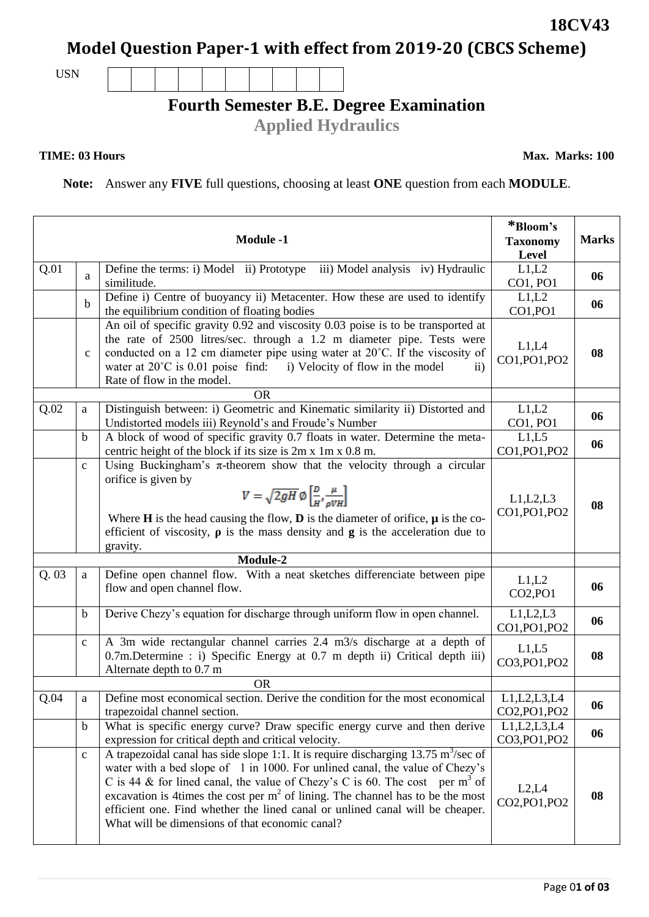**18CV43**

# Model Question Paper-1 with effect from 2019-20 (CBCS Scheme)

USN | | | | | | | | | | |

## Fourth Semester B.E. Degree Examination

### Applied Hydraulics

**TIME: 03 Hours** **Max. Marks: 100**

**Note:** Answer any **FIVE** full questions, choosing at least **ONE** question from each **MODULE**.

| | | **Module -1** | ***Bloom's Taxonomy Level** | **Marks** |
|---|---|---|---|---|
| Q.01 | a | Define the terms: i) Model ii) Prototype iii) Model analysis iv) Hydraulic similitude. | L1,L2 CO1, PO1 | **06** |
| | b | Define i) Centre of buoyancy ii) Metacenter. How these are used to identify the equilibrium condition of floating bodies | L1,L2 CO1,PO1 | **06** |
| | c | An oil of specific gravity 0.92 and viscosity 0.03 poise is to be transported at the rate of 2500 litres/sec. through a 1.2 m diameter pipe. Tests were conducted on a 12 cm diameter pipe using water at 20˚C. If the viscosity of water at 20˚C is 0.01 poise find: i) Velocity of flow in the model ii) Rate of flow in the model. | L1,L4 CO1,PO1,PO2 | **08** |
| | | OR | | |
| Q.02 | a | Distinguish between: i) Geometric and Kinematic similarity ii) Distorted and Undistorted models iii) Reynold's and Froude's Number | L1,L2 CO1, PO1 | **06** |
| | b | A block of wood of specific gravity 0.7 floats in water. Determine the meta-centric height of the block if its size is 2m x 1m x 0.8 m. | L1,L5 CO1,PO1,PO2 | **06** |
| | c | Using Buckingham's π-theorem show that the velocity through a circular orifice is given by $$V = \sqrt{2gH}\,\phi\left[\frac{D}{H}, \frac{\mu}{\rho V H}\right]$$ Where **H** is the head causing the flow, **D** is the diameter of orifice, **μ** is the co-efficient of viscosity, **ρ** is the mass density and **g** is the acceleration due to gravity. | L1,L2,L3 CO1,PO1,PO2 | **08** |
| | | **Module-2** | | |
| Q. 03 | a | Define open channel flow. With a neat sketches differenciate between pipe flow and open channel flow. | L1,L2 CO2,PO1 | **06** |
| | b | Derive Chezy's equation for discharge through uniform flow in open channel. | L1,L2,L3 CO1,PO1,PO2 | **06** |
| | c | A 3m wide rectangular channel carries 2.4 m3/s discharge at a depth of 0.7m.Determine : i) Specific Energy at 0.7 m depth ii) Critical depth iii) Alternate depth to 0.7 m | L1,L5 CO3,PO1,PO2 | **08** |
| | | OR | | |
| Q.04 | a | Define most economical section. Derive the condition for the most economical trapezoidal channel section. | L1,L2,L3,L4 CO2,PO1,PO2 | **06** |
| | b | What is specific energy curve? Draw specific energy curve and then derive expression for critical depth and critical velocity. | L1,L2,L3,L4 CO3,PO1,PO2 | **06** |
| | c | A trapezoidal canal has side slope 1:1. It is require discharging 13.75 $m^3$/sec of water with a bed slope of 1 in 1000. For unlined canal, the value of Chezy's C is 44 & for lined canal, the value of Chezy's C is 60. The cost per $m^3$ of excavation is 4times the cost per $m^2$ of lining. The channel has to be the most efficient one. Find whether the lined canal or unlined canal will be cheaper. What will be dimensions of that economic canal? | L2,L4 CO2,PO1,PO2 | **08** |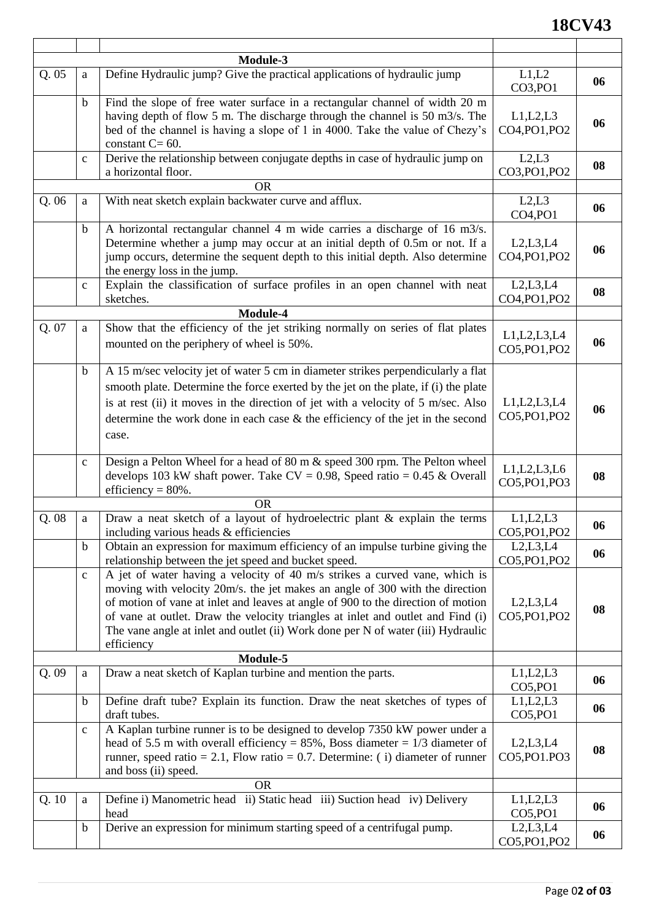| | | | | |
|---|---|---|---|---|
| | | **Module-3** | | |
| Q. 05 | a | Define Hydraulic jump? Give the practical applications of hydraulic jump | L1,L2 CO3,PO1 | **06** |
| | b | Find the slope of free water surface in a rectangular channel of width 20 m having depth of flow 5 m. The discharge through the channel is 50 m3/s. The bed of the channel is having a slope of 1 in 4000. Take the value of Chezy's constant C= 60. | L1,L2,L3 CO4,PO1,PO2 | **06** |
| | c | Derive the relationship between conjugate depths in case of hydraulic jump on a horizontal floor. | L2,L3 CO3,PO1,PO2 | **08** |
| | | OR | | |
| Q. 06 | a | With neat sketch explain backwater curve and afflux. | L2,L3 CO4,PO1 | **06** |
| | b | A horizontal rectangular channel 4 m wide carries a discharge of 16 m3/s. Determine whether a jump may occur at an initial depth of 0.5m or not. If a jump occurs, determine the sequent depth to this initial depth. Also determine the energy loss in the jump. | L2,L3,L4 CO4,PO1,PO2 | **06** |
| | c | Explain the classification of surface profiles in an open channel with neat sketches. | L2,L3,L4 CO4,PO1,PO2 | **08** |
| | | **Module-4** | | |
| Q. 07 | a | Show that the efficiency of the jet striking normally on series of flat plates mounted on the periphery of wheel is 50%. | L1,L2,L3,L4 CO5,PO1,PO2 | **06** |
| | b | A 15 m/sec velocity jet of water 5 cm in diameter strikes perpendicularly a flat smooth plate. Determine the force exerted by the jet on the plate, if (i) the plate is at rest (ii) it moves in the direction of jet with a velocity of 5 m/sec. Also determine the work done in each case & the efficiency of the jet in the second case. | L1,L2,L3,L4 CO5,PO1,PO2 | **06** |
| | c | Design a Pelton Wheel for a head of 80 m & speed 300 rpm. The Pelton wheel develops 103 kW shaft power. Take CV = 0.98, Speed ratio = 0.45 & Overall efficiency = 80%. | L1,L2,L3,L6 CO5,PO1,PO3 | **08** |
| | | OR | | |
| Q. 08 | a | Draw a neat sketch of a layout of hydroelectric plant & explain the terms including various heads & efficiencies | L1,L2,L3 CO5,PO1,PO2 | **06** |
| | b | Obtain an expression for maximum efficiency of an impulse turbine giving the relationship between the jet speed and bucket speed. | L2,L3,L4 CO5,PO1,PO2 | **06** |
| | c | A jet of water having a velocity of 40 m/s strikes a curved vane, which is moving with velocity 20m/s. the jet makes an angle of 300 with the direction of motion of vane at inlet and leaves at angle of 900 to the direction of motion of vane at outlet. Draw the velocity triangles at inlet and outlet and Find (i) The vane angle at inlet and outlet (ii) Work done per N of water (iii) Hydraulic efficiency | L2,L3,L4 CO5,PO1,PO2 | **08** |
| | | **Module-5** | | |
| Q. 09 | a | Draw a neat sketch of Kaplan turbine and mention the parts. | L1,L2,L3 CO5,PO1 | **06** |
| | b | Define draft tube? Explain its function. Draw the neat sketches of types of draft tubes. | L1,L2,L3 CO5,PO1 | **06** |
| | c | A Kaplan turbine runner is to be designed to develop 7350 kW power under a head of 5.5 m with overall efficiency = 85%, Boss diameter = 1/3 diameter of runner, speed ratio = 2.1, Flow ratio = 0.7. Determine: ( i) diameter of runner and boss (ii) speed. | L2,L3,L4 CO5,PO1.PO3 | **08** |
| | | OR | | |
| Q. 10 | a | Define i) Manometric head ii) Static head iii) Suction head iv) Delivery head | L1,L2,L3 CO5,PO1 | **06** |
| | b | Derive an expression for minimum starting speed of a centrifugal pump. | L2,L3,L4 CO5,PO1,PO2 | **06** |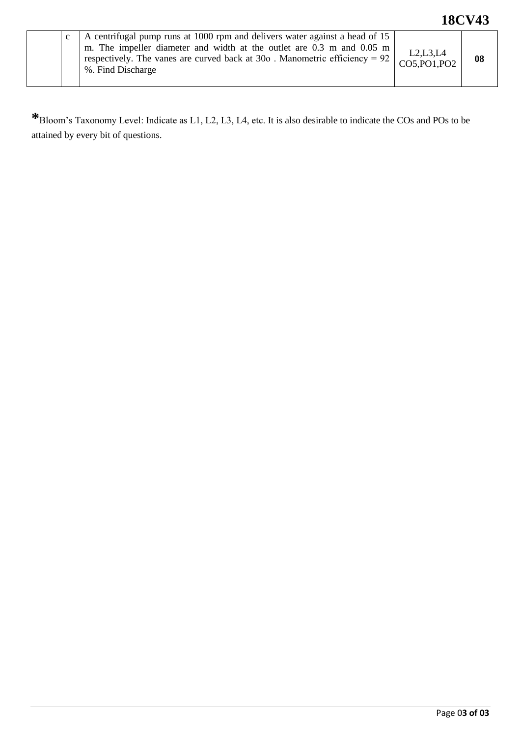| | | | | |
|---|---|---|---|---|
| | c | A centrifugal pump runs at 1000 rpm and delivers water against a head of 15 m. The impeller diameter and width at the outlet are 0.3 m and 0.05 m respectively. The vanes are curved back at 30o . Manometric efficiency = 92 %. Find Discharge | L2,L3,L4 CO5,PO1,PO2 | **08** |

*Bloom's Taxonomy Level: Indicate as L1, L2, L3, L4, etc. It is also desirable to indicate the COs and POs to be attained by every bit of questions.